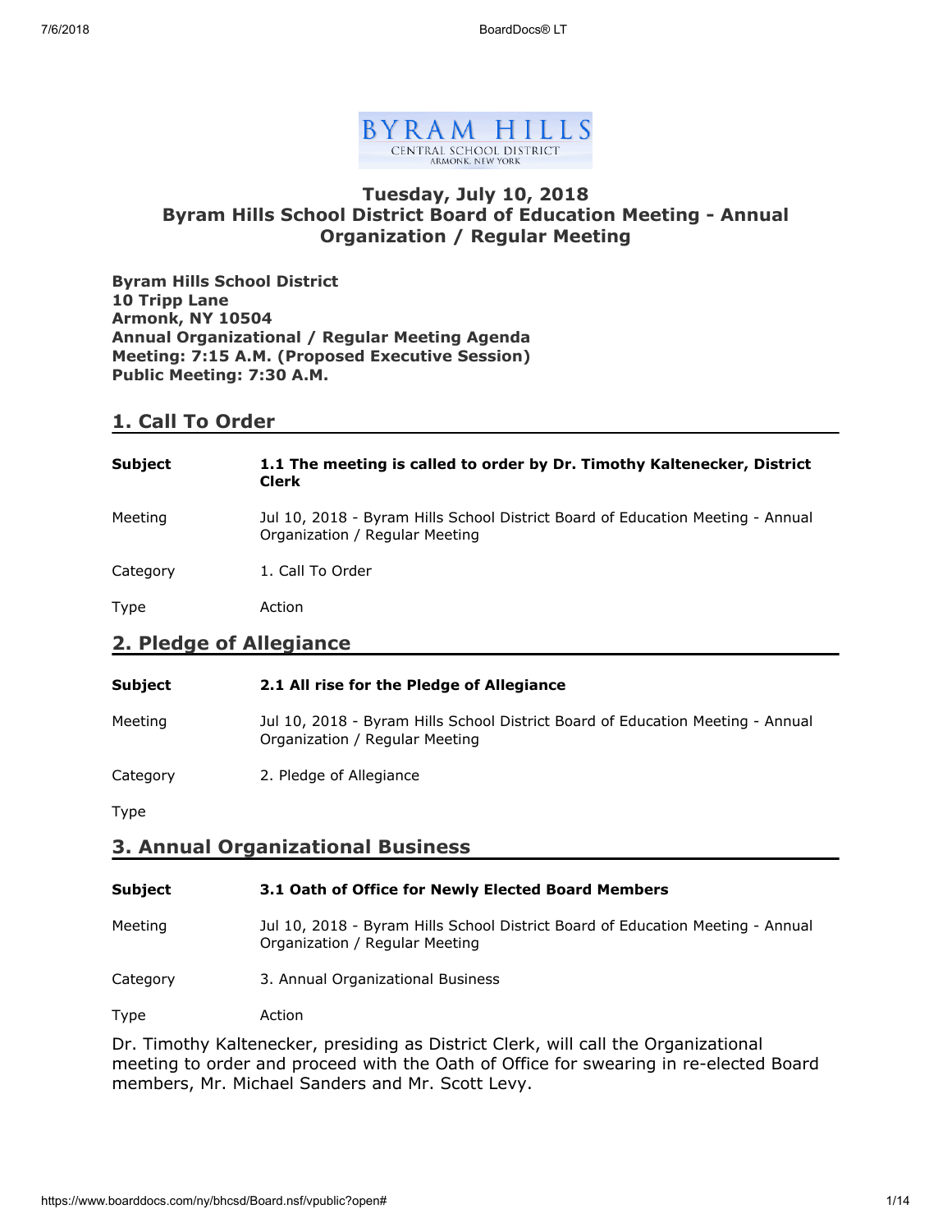BYRAM HILLS

CENTRAL SCHOOL DISTRICT

ARMONK, NEW YORK

# Tuesday, July 10, 2018
# Byram Hills School District Board of Education Meeting - Annual Organization / Regular Meeting

**Byram Hills School District**
**10 Tripp Lane**
**Armonk, NY 10504**
**Annual Organizational / Regular Meeting Agenda**
**Meeting: 7:15 A.M. (Proposed Executive Session)**
**Public Meeting: 7:30 A.M.**

## 1. Call To Order

| | |
|---|---|
| **Subject** | **1.1 The meeting is called to order by Dr. Timothy Kaltenecker, District Clerk** |
| Meeting | Jul 10, 2018 - Byram Hills School District Board of Education Meeting - Annual Organization / Regular Meeting |
| Category | 1. Call To Order |
| Type | Action |

## 2. Pledge of Allegiance

| | |
|---|---|
| **Subject** | **2.1 All rise for the Pledge of Allegiance** |
| Meeting | Jul 10, 2018 - Byram Hills School District Board of Education Meeting - Annual Organization / Regular Meeting |
| Category | 2. Pledge of Allegiance |
| Type | |

## 3. Annual Organizational Business

| | |
|---|---|
| **Subject** | **3.1 Oath of Office for Newly Elected Board Members** |
| Meeting | Jul 10, 2018 - Byram Hills School District Board of Education Meeting - Annual Organization / Regular Meeting |
| Category | 3. Annual Organizational Business |
| Type | Action |

Dr. Timothy Kaltenecker, presiding as District Clerk, will call the Organizational meeting to order and proceed with the Oath of Office for swearing in re-elected Board members, Mr. Michael Sanders and Mr. Scott Levy.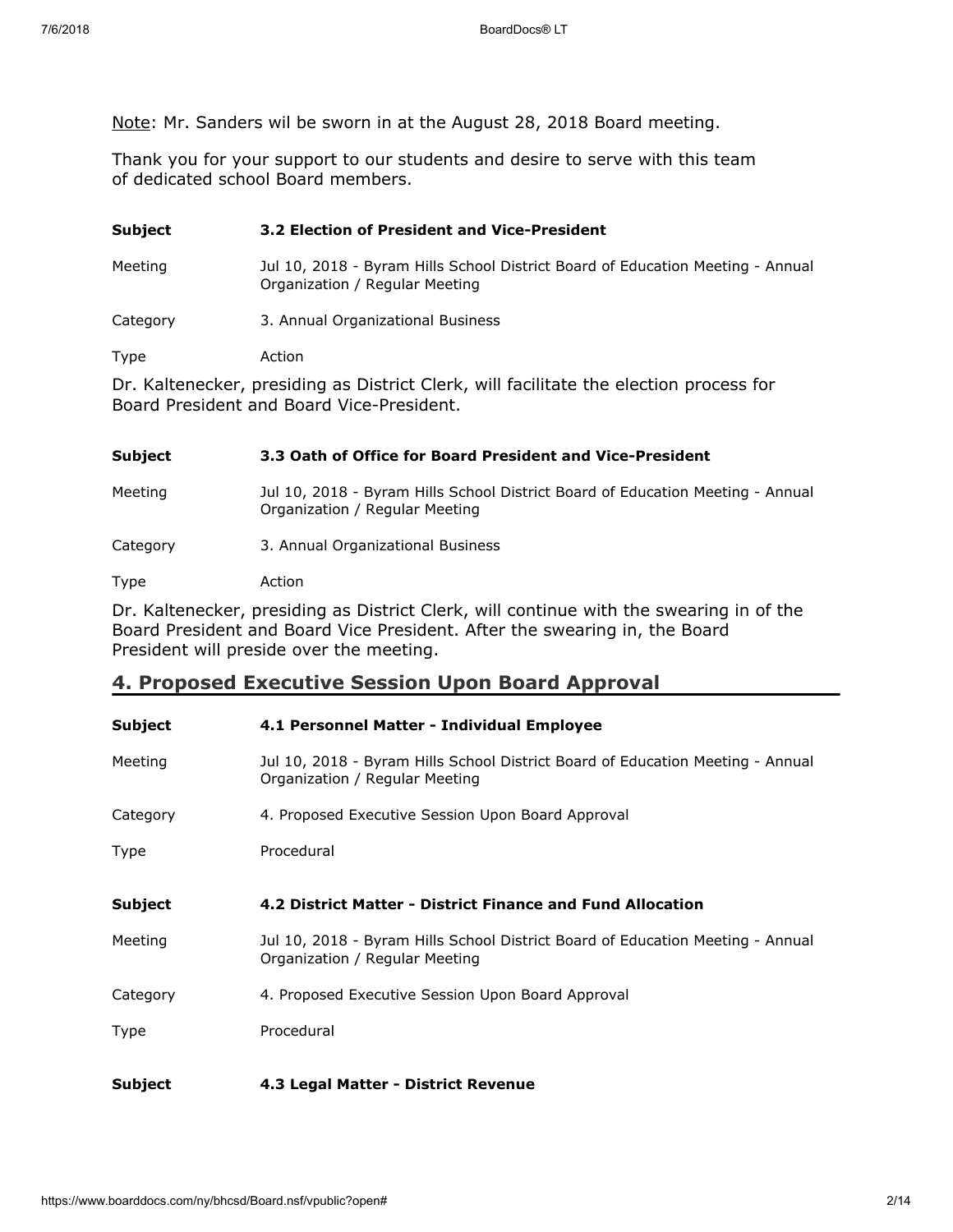Note: Mr. Sanders wil be sworn in at the August 28, 2018 Board meeting.

Thank you for your support to our students and desire to serve with this team of dedicated school Board members.

| | |
|---|---|
| **Subject** | **3.2 Election of President and Vice-President** |
| Meeting | Jul 10, 2018 - Byram Hills School District Board of Education Meeting - Annual Organization / Regular Meeting |
| Category | 3. Annual Organizational Business |
| Type | Action |

Dr. Kaltenecker, presiding as District Clerk, will facilitate the election process for Board President and Board Vice-President.

| | |
|---|---|
| **Subject** | **3.3 Oath of Office for Board President and Vice-President** |
| Meeting | Jul 10, 2018 - Byram Hills School District Board of Education Meeting - Annual Organization / Regular Meeting |
| Category | 3. Annual Organizational Business |
| Type | Action |

Dr. Kaltenecker, presiding as District Clerk, will continue with the swearing in of the Board President and Board Vice President. After the swearing in, the Board President will preside over the meeting.

## 4. Proposed Executive Session Upon Board Approval

| | |
|---|---|
| **Subject** | **4.1 Personnel Matter - Individual Employee** |
| Meeting | Jul 10, 2018 - Byram Hills School District Board of Education Meeting - Annual Organization / Regular Meeting |
| Category | 4. Proposed Executive Session Upon Board Approval |
| Type | Procedural |

| | |
|---|---|
| **Subject** | **4.2 District Matter - District Finance and Fund Allocation** |
| Meeting | Jul 10, 2018 - Byram Hills School District Board of Education Meeting - Annual Organization / Regular Meeting |
| Category | 4. Proposed Executive Session Upon Board Approval |
| Type | Procedural |

| | |
|---|---|
| **Subject** | **4.3 Legal Matter - District Revenue** |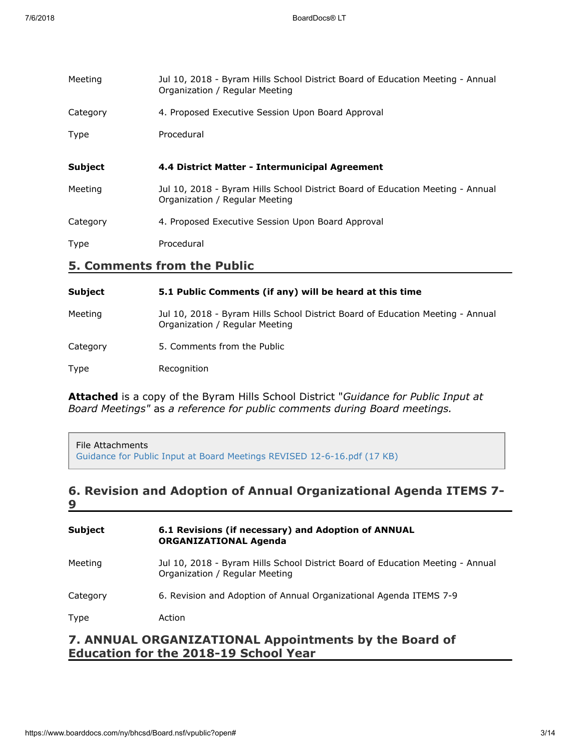| | |
|---|---|
| Meeting | Jul 10, 2018 - Byram Hills School District Board of Education Meeting - Annual Organization / Regular Meeting |
| Category | 4. Proposed Executive Session Upon Board Approval |
| Type | Procedural |

| | |
|---|---|
| **Subject** | **4.4 District Matter - Intermunicipal Agreement** |
| Meeting | Jul 10, 2018 - Byram Hills School District Board of Education Meeting - Annual Organization / Regular Meeting |
| Category | 4. Proposed Executive Session Upon Board Approval |
| Type | Procedural |

## 5. Comments from the Public

| | |
|---|---|
| **Subject** | **5.1 Public Comments (if any) will be heard at this time** |
| Meeting | Jul 10, 2018 - Byram Hills School District Board of Education Meeting - Annual Organization / Regular Meeting |
| Category | 5. Comments from the Public |
| Type | Recognition |

**Attached** is a copy of the Byram Hills School District "*Guidance for Public Input at Board Meetings"* as *a reference for public comments during Board meetings.*

File Attachments
Guidance for Public Input at Board Meetings REVISED 12-6-16.pdf (17 KB)

## 6. Revision and Adoption of Annual Organizational Agenda ITEMS 7-9

| | |
|---|---|
| **Subject** | **6.1 Revisions (if necessary) and Adoption of ANNUAL ORGANIZATIONAL Agenda** |
| Meeting | Jul 10, 2018 - Byram Hills School District Board of Education Meeting - Annual Organization / Regular Meeting |
| Category | 6. Revision and Adoption of Annual Organizational Agenda ITEMS 7-9 |
| Type | Action |

## 7. ANNUAL ORGANIZATIONAL Appointments by the Board of Education for the 2018-19 School Year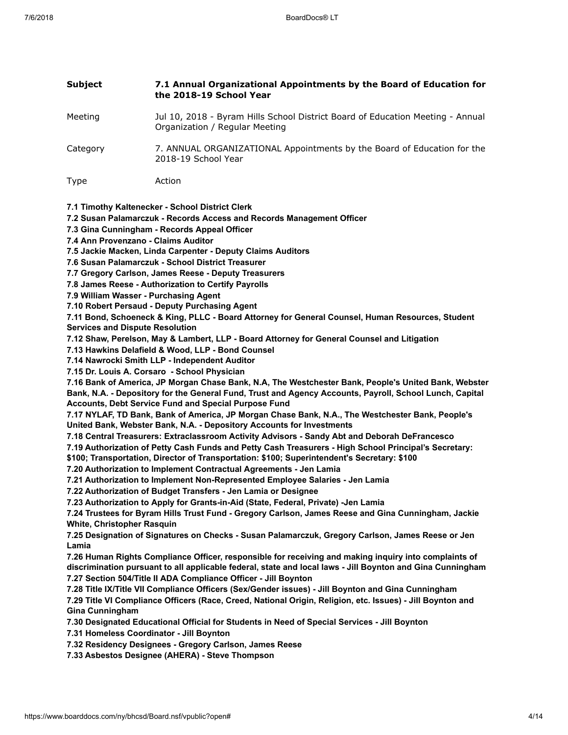| | |
|---|---|
| **Subject** | **7.1 Annual Organizational Appointments by the Board of Education for the 2018-19 School Year** |
| Meeting | Jul 10, 2018 - Byram Hills School District Board of Education Meeting - Annual Organization / Regular Meeting |
| Category | 7. ANNUAL ORGANIZATIONAL Appointments by the Board of Education for the 2018-19 School Year |
| Type | Action |

**7.1 Timothy Kaltenecker - School District Clerk**
**7.2 Susan Palamarczuk - Records Access and Records Management Officer**
**7.3 Gina Cunningham - Records Appeal Officer**
**7.4 Ann Provenzano - Claims Auditor**
**7.5 Jackie Macken, Linda Carpenter - Deputy Claims Auditors**
**7.6 Susan Palamarczuk - School District Treasurer**
**7.7 Gregory Carlson, James Reese - Deputy Treasurers**
**7.8 James Reese - Authorization to Certify Payrolls**
**7.9 William Wasser - Purchasing Agent**
**7.10 Robert Persaud - Deputy Purchasing Agent**
**7.11 Bond, Schoeneck & King, PLLC - Board Attorney for General Counsel, Human Resources, Student Services and Dispute Resolution**
**7.12 Shaw, Perelson, May & Lambert, LLP - Board Attorney for General Counsel and Litigation**
**7.13 Hawkins Delafield & Wood, LLP - Bond Counsel**
**7.14 Nawrocki Smith LLP - Independent Auditor**
**7.15 Dr. Louis A. Corsaro - School Physician**
**7.16 Bank of America, JP Morgan Chase Bank, N.A, The Westchester Bank, People's United Bank, Webster Bank, N.A. - Depository for the General Fund, Trust and Agency Accounts, Payroll, School Lunch, Capital Accounts, Debt Service Fund and Special Purpose Fund**
**7.17 NYLAF, TD Bank, Bank of America, JP Morgan Chase Bank, N.A., The Westchester Bank, People's United Bank, Webster Bank, N.A. - Depository Accounts for Investments**
**7.18 Central Treasurers: Extraclassroom Activity Advisors - Sandy Abt and Deborah DeFrancesco**
**7.19 Authorization of Petty Cash Funds and Petty Cash Treasurers - High School Principal's Secretary: $100; Transportation, Director of Transportation: $100; Superintendent's Secretary: $100**
**7.20 Authorization to Implement Contractual Agreements - Jen Lamia**
**7.21 Authorization to Implement Non-Represented Employee Salaries - Jen Lamia**
**7.22 Authorization of Budget Transfers - Jen Lamia or Designee**
**7.23 Authorization to Apply for Grants-in-Aid (State, Federal, Private) -Jen Lamia**
**7.24 Trustees for Byram Hills Trust Fund - Gregory Carlson, James Reese and Gina Cunningham, Jackie White, Christopher Rasquin**
**7.25 Designation of Signatures on Checks - Susan Palamarczuk, Gregory Carlson, James Reese or Jen Lamia**
**7.26 Human Rights Compliance Officer, responsible for receiving and making inquiry into complaints of discrimination pursuant to all applicable federal, state and local laws - Jill Boynton and Gina Cunningham**
**7.27 Section 504/Title II ADA Compliance Officer - Jill Boynton**
**7.28 Title IX/Title VII Compliance Officers (Sex/Gender issues) - Jill Boynton and Gina Cunningham**
**7.29 Title VI Compliance Officers (Race, Creed, National Origin, Religion, etc. Issues) - Jill Boynton and Gina Cunningham**
**7.30 Designated Educational Official for Students in Need of Special Services - Jill Boynton**
**7.31 Homeless Coordinator - Jill Boynton**
**7.32 Residency Designees - Gregory Carlson, James Reese**
**7.33 Asbestos Designee (AHERA) - Steve Thompson**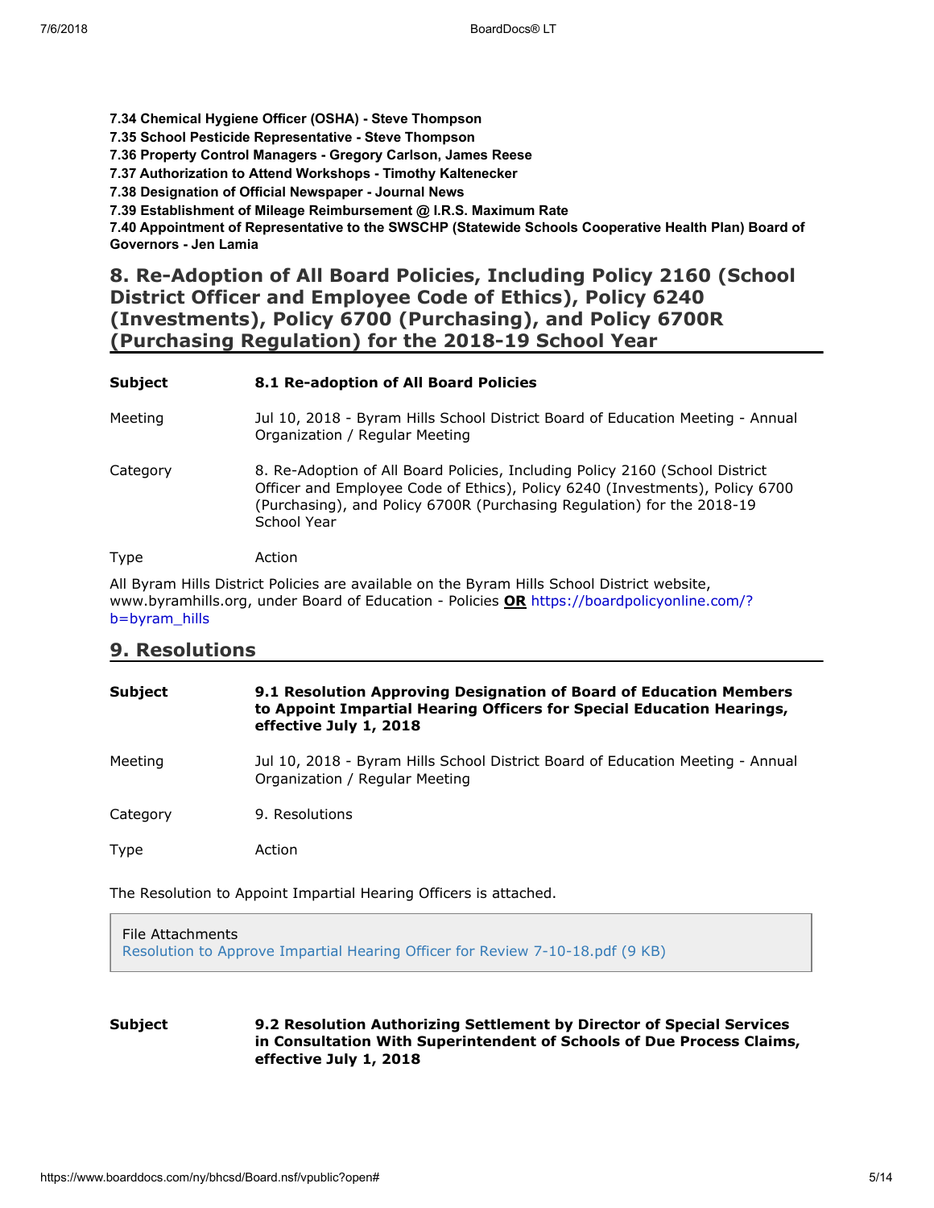**7.34 Chemical Hygiene Officer (OSHA) - Steve Thompson**
**7.35 School Pesticide Representative - Steve Thompson**
**7.36 Property Control Managers - Gregory Carlson, James Reese**
**7.37 Authorization to Attend Workshops - Timothy Kaltenecker**
**7.38 Designation of Official Newspaper - Journal News**
**7.39 Establishment of Mileage Reimbursement @ I.R.S. Maximum Rate**
**7.40 Appointment of Representative to the SWSCHP (Statewide Schools Cooperative Health Plan) Board of Governors - Jen Lamia**

## 8. Re-Adoption of All Board Policies, Including Policy 2160 (School District Officer and Employee Code of Ethics), Policy 6240 (Investments), Policy 6700 (Purchasing), and Policy 6700R (Purchasing Regulation) for the 2018-19 School Year

| | |
|---|---|
| **Subject** | **8.1 Re-adoption of All Board Policies** |
| Meeting | Jul 10, 2018 - Byram Hills School District Board of Education Meeting - Annual Organization / Regular Meeting |
| Category | 8. Re-Adoption of All Board Policies, Including Policy 2160 (School District Officer and Employee Code of Ethics), Policy 6240 (Investments), Policy 6700 (Purchasing), and Policy 6700R (Purchasing Regulation) for the 2018-19 School Year |
| Type | Action |

All Byram Hills District Policies are available on the Byram Hills School District website, www.byramhills.org, under Board of Education - Policies **OR** https://boardpolicyonline.com/?b=byram_hills

## 9. Resolutions

| | |
|---|---|
| **Subject** | **9.1 Resolution Approving Designation of Board of Education Members to Appoint Impartial Hearing Officers for Special Education Hearings, effective July 1, 2018** |
| Meeting | Jul 10, 2018 - Byram Hills School District Board of Education Meeting - Annual Organization / Regular Meeting |
| Category | 9. Resolutions |
| Type | Action |

The Resolution to Appoint Impartial Hearing Officers is attached.

File Attachments
Resolution to Approve Impartial Hearing Officer for Review 7-10-18.pdf (9 KB)

| | |
|---|---|
| **Subject** | **9.2 Resolution Authorizing Settlement by Director of Special Services in Consultation With Superintendent of Schools of Due Process Claims, effective July 1, 2018** |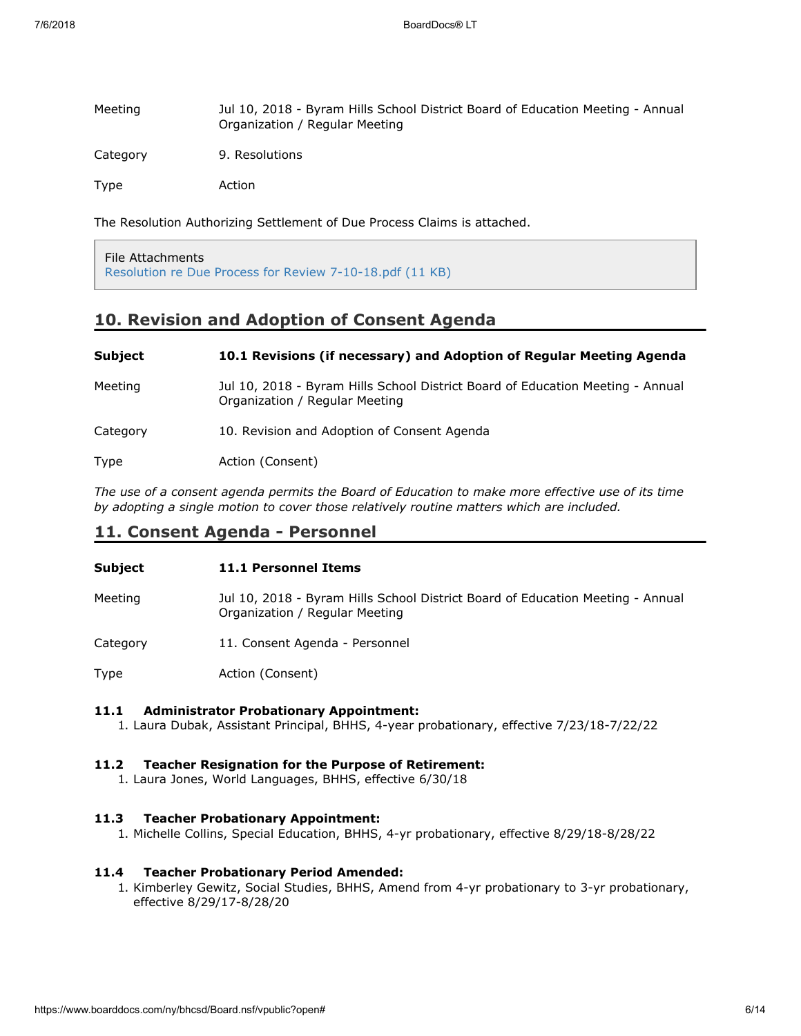| | |
|---|---|
| Meeting | Jul 10, 2018 - Byram Hills School District Board of Education Meeting - Annual Organization / Regular Meeting |
| Category | 9. Resolutions |
| Type | Action |

The Resolution Authorizing Settlement of Due Process Claims is attached.

File Attachments
Resolution re Due Process for Review 7-10-18.pdf (11 KB)

## 10. Revision and Adoption of Consent Agenda

| | |
|---|---|
| **Subject** | **10.1 Revisions (if necessary) and Adoption of Regular Meeting Agenda** |
| Meeting | Jul 10, 2018 - Byram Hills School District Board of Education Meeting - Annual Organization / Regular Meeting |
| Category | 10. Revision and Adoption of Consent Agenda |
| Type | Action (Consent) |

*The use of a consent agenda permits the Board of Education to make more effective use of its time by adopting a single motion to cover those relatively routine matters which are included.*

## 11. Consent Agenda - Personnel

| | |
|---|---|
| **Subject** | **11.1 Personnel Items** |
| Meeting | Jul 10, 2018 - Byram Hills School District Board of Education Meeting - Annual Organization / Regular Meeting |
| Category | 11. Consent Agenda - Personnel |
| Type | Action (Consent) |

**11.1 Administrator Probationary Appointment:**

1. Laura Dubak, Assistant Principal, BHHS, 4-year probationary, effective 7/23/18-7/22/22

**11.2 Teacher Resignation for the Purpose of Retirement:**

1. Laura Jones, World Languages, BHHS, effective 6/30/18

**11.3 Teacher Probationary Appointment:**

1. Michelle Collins, Special Education, BHHS, 4-yr probationary, effective 8/29/18-8/28/22

**11.4 Teacher Probationary Period Amended:**

1. Kimberley Gewitz, Social Studies, BHHS, Amend from 4-yr probationary to 3-yr probationary, effective 8/29/17-8/28/20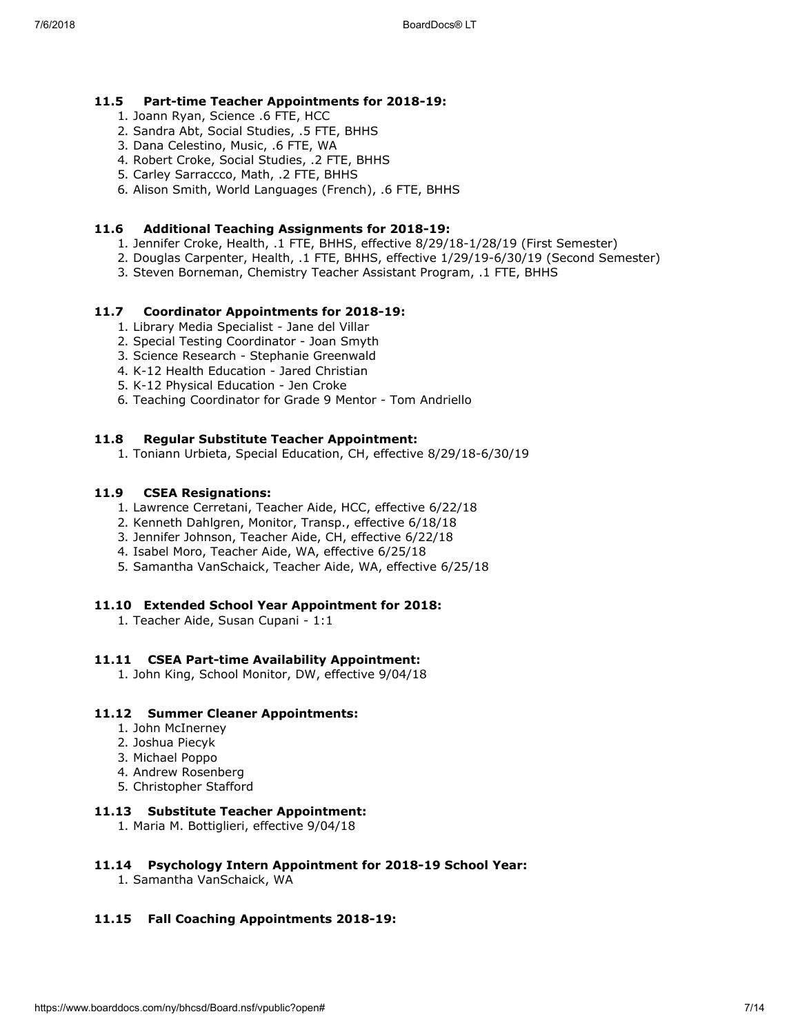### 11.5 Part-time Teacher Appointments for 2018-19:

1. Joann Ryan, Science .6 FTE, HCC
2. Sandra Abt, Social Studies, .5 FTE, BHHS
3. Dana Celestino, Music, .6 FTE, WA
4. Robert Croke, Social Studies, .2 FTE, BHHS
5. Carley Sarraccco, Math, .2 FTE, BHHS
6. Alison Smith, World Languages (French), .6 FTE, BHHS

### 11.6 Additional Teaching Assignments for 2018-19:

1. Jennifer Croke, Health, .1 FTE, BHHS, effective 8/29/18-1/28/19 (First Semester)
2. Douglas Carpenter, Health, .1 FTE, BHHS, effective 1/29/19-6/30/19 (Second Semester)
3. Steven Borneman, Chemistry Teacher Assistant Program, .1 FTE, BHHS

### 11.7 Coordinator Appointments for 2018-19:

1. Library Media Specialist - Jane del Villar
2. Special Testing Coordinator - Joan Smyth
3. Science Research - Stephanie Greenwald
4. K-12 Health Education - Jared Christian
5. K-12 Physical Education - Jen Croke
6. Teaching Coordinator for Grade 9 Mentor - Tom Andriello

### 11.8 Regular Substitute Teacher Appointment:

1. Toniann Urbieta, Special Education, CH, effective 8/29/18-6/30/19

### 11.9 CSEA Resignations:

1. Lawrence Cerretani, Teacher Aide, HCC, effective 6/22/18
2. Kenneth Dahlgren, Monitor, Transp., effective 6/18/18
3. Jennifer Johnson, Teacher Aide, CH, effective 6/22/18
4. Isabel Moro, Teacher Aide, WA, effective 6/25/18
5. Samantha VanSchaick, Teacher Aide, WA, effective 6/25/18

### 11.10 Extended School Year Appointment for 2018:

1. Teacher Aide, Susan Cupani - 1:1

### 11.11 CSEA Part-time Availability Appointment:

1. John King, School Monitor, DW, effective 9/04/18

### 11.12 Summer Cleaner Appointments:

1. John McInerney
2. Joshua Piecyk
3. Michael Poppo
4. Andrew Rosenberg
5. Christopher Stafford

### 11.13 Substitute Teacher Appointment:

1. Maria M. Bottiglieri, effective 9/04/18

### 11.14 Psychology Intern Appointment for 2018-19 School Year:

1. Samantha VanSchaick, WA

### 11.15 Fall Coaching Appointments 2018-19: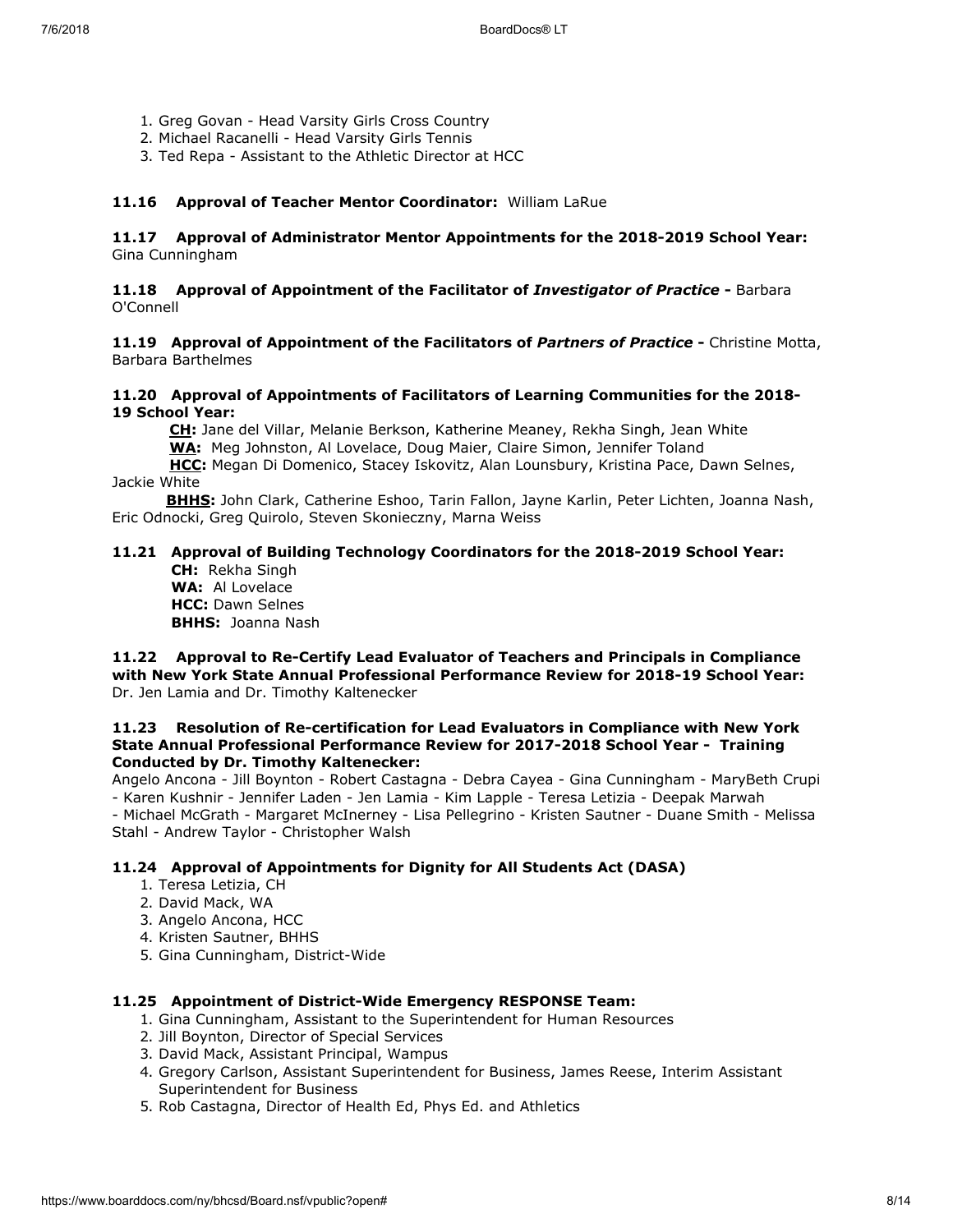1. Greg Govan - Head Varsity Girls Cross Country
2. Michael Racanelli - Head Varsity Girls Tennis
3. Ted Repa - Assistant to the Athletic Director at HCC

**11.16 Approval of Teacher Mentor Coordinator:** William LaRue

**11.17 Approval of Administrator Mentor Appointments for the 2018-2019 School Year:** Gina Cunningham

**11.18 Approval of Appointment of the Facilitator of *Investigator of Practice* -** Barbara O'Connell

**11.19 Approval of Appointment of the Facilitators of *Partners of Practice* -** Christine Motta, Barbara Barthelmes

**11.20 Approval of Appointments of Facilitators of Learning Communities for the 2018-19 School Year:**

**CH:** Jane del Villar, Melanie Berkson, Katherine Meaney, Rekha Singh, Jean White
**WA:** Meg Johnston, Al Lovelace, Doug Maier, Claire Simon, Jennifer Toland
**HCC:** Megan Di Domenico, Stacey Iskovitz, Alan Lounsbury, Kristina Pace, Dawn Selnes, Jackie White
**BHHS:** John Clark, Catherine Eshoo, Tarin Fallon, Jayne Karlin, Peter Lichten, Joanna Nash, Eric Odnocki, Greg Quirolo, Steven Skonieczny, Marna Weiss

**11.21 Approval of Building Technology Coordinators for the 2018-2019 School Year:**

**CH:** Rekha Singh
**WA:** Al Lovelace
**HCC:** Dawn Selnes
**BHHS:** Joanna Nash

**11.22 Approval to Re-Certify Lead Evaluator of Teachers and Principals in Compliance with New York State Annual Professional Performance Review for 2018-19 School Year:** Dr. Jen Lamia and Dr. Timothy Kaltenecker

**11.23 Resolution of Re-certification for Lead Evaluators in Compliance with New York State Annual Professional Performance Review for 2017-2018 School Year - Training Conducted by Dr. Timothy Kaltenecker:**
Angelo Ancona - Jill Boynton - Robert Castagna - Debra Cayea - Gina Cunningham - MaryBeth Crupi - Karen Kushnir - Jennifer Laden - Jen Lamia - Kim Lapple - Teresa Letizia - Deepak Marwah - Michael McGrath - Margaret McInerney - Lisa Pellegrino - Kristen Sautner - Duane Smith - Melissa Stahl - Andrew Taylor - Christopher Walsh

**11.24 Approval of Appointments for Dignity for All Students Act (DASA)**

1. Teresa Letizia, CH
2. David Mack, WA
3. Angelo Ancona, HCC
4. Kristen Sautner, BHHS
5. Gina Cunningham, District-Wide

**11.25 Appointment of District-Wide Emergency RESPONSE Team:**

1. Gina Cunningham, Assistant to the Superintendent for Human Resources
2. Jill Boynton, Director of Special Services
3. David Mack, Assistant Principal, Wampus
4. Gregory Carlson, Assistant Superintendent for Business, James Reese, Interim Assistant Superintendent for Business
5. Rob Castagna, Director of Health Ed, Phys Ed. and Athletics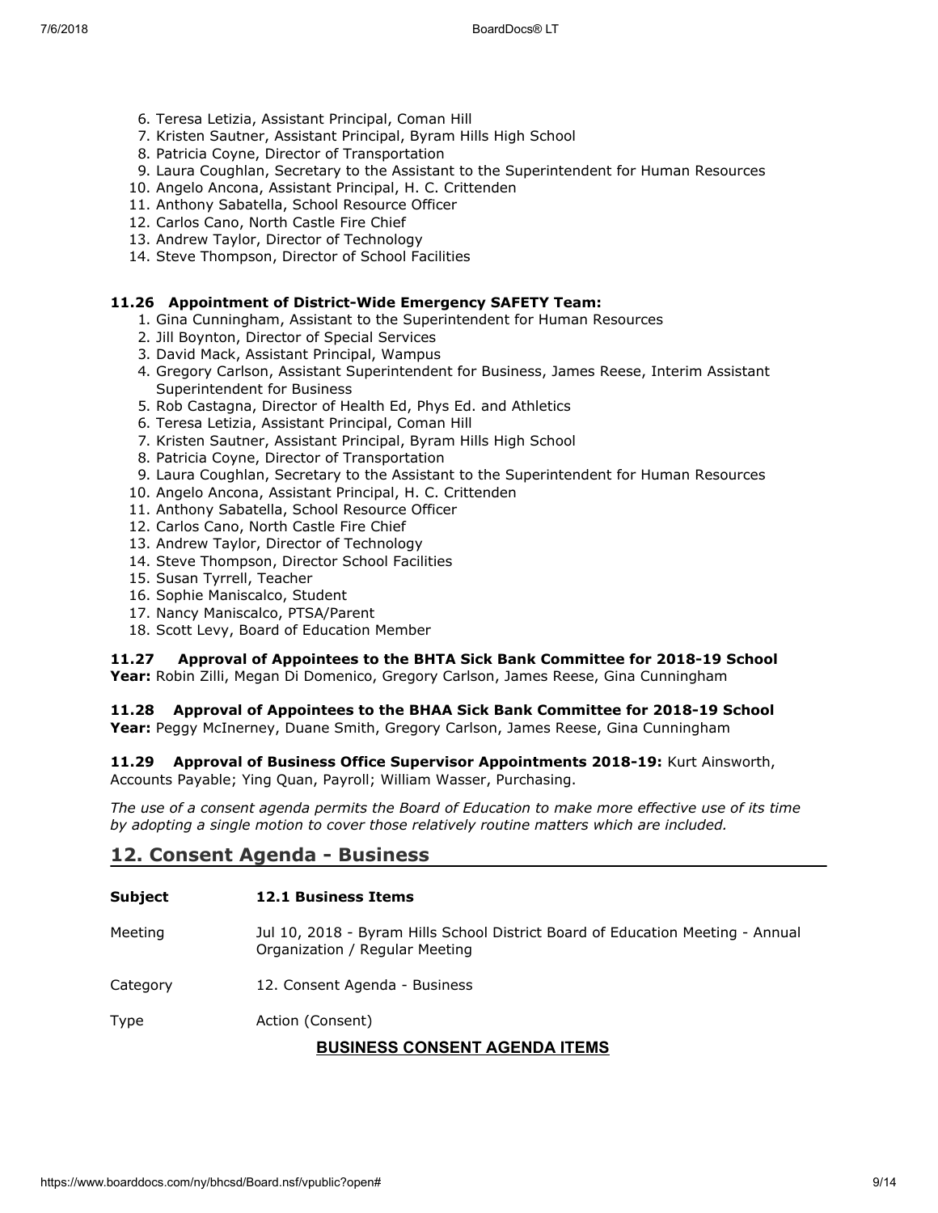6. Teresa Letizia, Assistant Principal, Coman Hill
7. Kristen Sautner, Assistant Principal, Byram Hills High School
8. Patricia Coyne, Director of Transportation
9. Laura Coughlan, Secretary to the Assistant to the Superintendent for Human Resources
10. Angelo Ancona, Assistant Principal, H. C. Crittenden
11. Anthony Sabatella, School Resource Officer
12. Carlos Cano, North Castle Fire Chief
13. Andrew Taylor, Director of Technology
14. Steve Thompson, Director of School Facilities

**11.26 Appointment of District-Wide Emergency SAFETY Team:**

1. Gina Cunningham, Assistant to the Superintendent for Human Resources
2. Jill Boynton, Director of Special Services
3. David Mack, Assistant Principal, Wampus
4. Gregory Carlson, Assistant Superintendent for Business, James Reese, Interim Assistant Superintendent for Business
5. Rob Castagna, Director of Health Ed, Phys Ed. and Athletics
6. Teresa Letizia, Assistant Principal, Coman Hill
7. Kristen Sautner, Assistant Principal, Byram Hills High School
8. Patricia Coyne, Director of Transportation
9. Laura Coughlan, Secretary to the Assistant to the Superintendent for Human Resources
10. Angelo Ancona, Assistant Principal, H. C. Crittenden
11. Anthony Sabatella, School Resource Officer
12. Carlos Cano, North Castle Fire Chief
13. Andrew Taylor, Director of Technology
14. Steve Thompson, Director School Facilities
15. Susan Tyrrell, Teacher
16. Sophie Maniscalco, Student
17. Nancy Maniscalco, PTSA/Parent
18. Scott Levy, Board of Education Member

**11.27 Approval of Appointees to the BHTA Sick Bank Committee for 2018-19 School Year:** Robin Zilli, Megan Di Domenico, Gregory Carlson, James Reese, Gina Cunningham

**11.28 Approval of Appointees to the BHAA Sick Bank Committee for 2018-19 School Year:** Peggy McInerney, Duane Smith, Gregory Carlson, James Reese, Gina Cunningham

**11.29 Approval of Business Office Supervisor Appointments 2018-19:** Kurt Ainsworth, Accounts Payable; Ying Quan, Payroll; William Wasser, Purchasing.

*The use of a consent agenda permits the Board of Education to make more effective use of its time by adopting a single motion to cover those relatively routine matters which are included.*

## 12. Consent Agenda - Business

| | |
|---|---|
| **Subject** | **12.1 Business Items** |
| Meeting | Jul 10, 2018 - Byram Hills School District Board of Education Meeting - Annual Organization / Regular Meeting |
| Category | 12. Consent Agenda - Business |
| Type | Action (Consent) |

**BUSINESS CONSENT AGENDA ITEMS**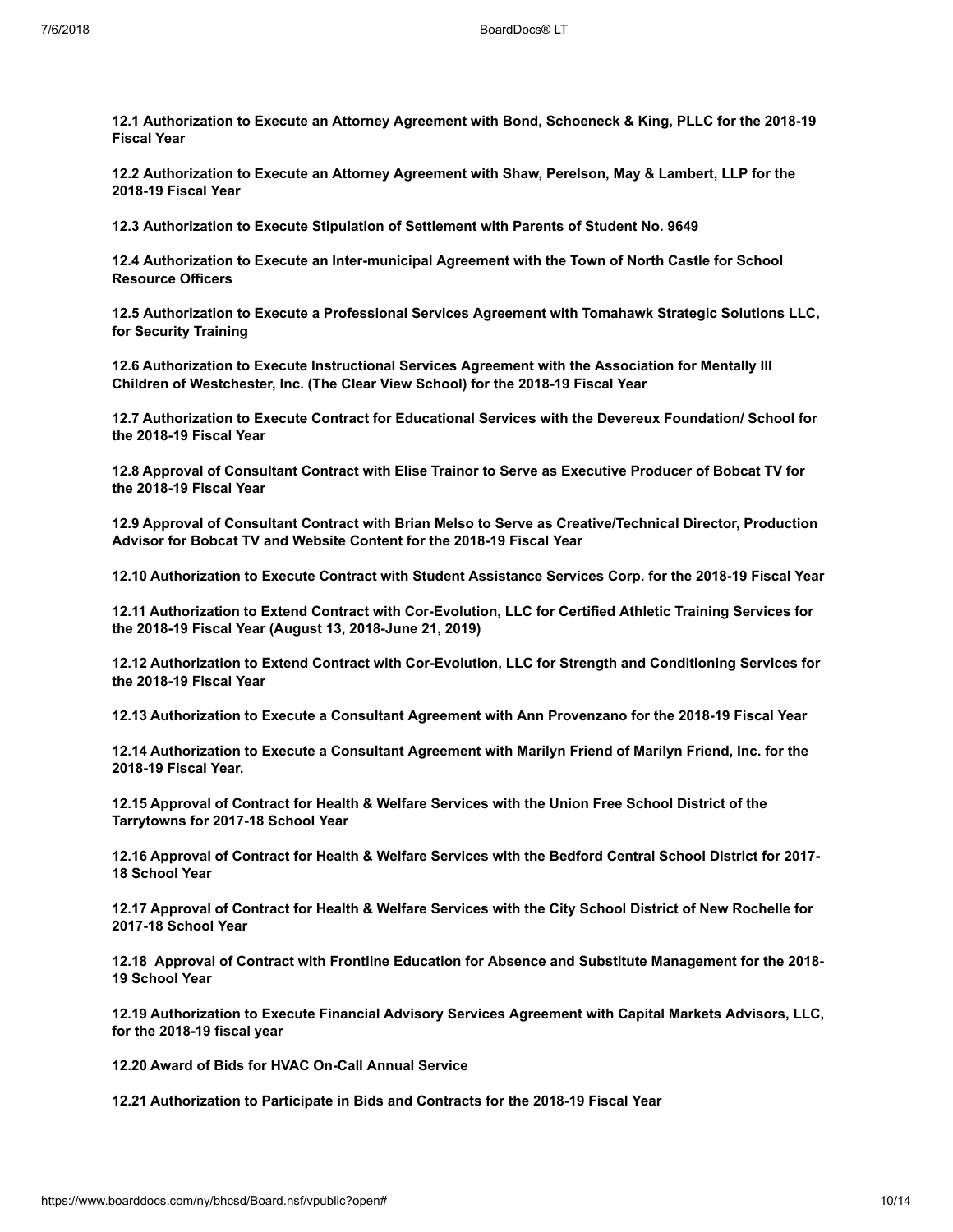**12.1 Authorization to Execute an Attorney Agreement with Bond, Schoeneck & King, PLLC for the 2018-19 Fiscal Year**

**12.2 Authorization to Execute an Attorney Agreement with Shaw, Perelson, May & Lambert, LLP for the 2018-19 Fiscal Year**

**12.3 Authorization to Execute Stipulation of Settlement with Parents of Student No. 9649**

**12.4 Authorization to Execute an Inter-municipal Agreement with the Town of North Castle for School Resource Officers**

**12.5 Authorization to Execute a Professional Services Agreement with Tomahawk Strategic Solutions LLC, for Security Training**

**12.6 Authorization to Execute Instructional Services Agreement with the Association for Mentally Ill Children of Westchester, Inc. (The Clear View School) for the 2018-19 Fiscal Year**

**12.7 Authorization to Execute Contract for Educational Services with the Devereux Foundation/ School for the 2018-19 Fiscal Year**

**12.8 Approval of Consultant Contract with Elise Trainor to Serve as Executive Producer of Bobcat TV for the 2018-19 Fiscal Year**

**12.9 Approval of Consultant Contract with Brian Melso to Serve as Creative/Technical Director, Production Advisor for Bobcat TV and Website Content for the 2018-19 Fiscal Year**

**12.10 Authorization to Execute Contract with Student Assistance Services Corp. for the 2018-19 Fiscal Year**

**12.11 Authorization to Extend Contract with Cor-Evolution, LLC for Certified Athletic Training Services for the 2018-19 Fiscal Year (August 13, 2018-June 21, 2019)**

**12.12 Authorization to Extend Contract with Cor-Evolution, LLC for Strength and Conditioning Services for the 2018-19 Fiscal Year**

**12.13 Authorization to Execute a Consultant Agreement with Ann Provenzano for the 2018-19 Fiscal Year**

**12.14 Authorization to Execute a Consultant Agreement with Marilyn Friend of Marilyn Friend, Inc. for the 2018-19 Fiscal Year.**

**12.15 Approval of Contract for Health & Welfare Services with the Union Free School District of the Tarrytowns for 2017-18 School Year**

**12.16 Approval of Contract for Health & Welfare Services with the Bedford Central School District for 2017-18 School Year**

**12.17 Approval of Contract for Health & Welfare Services with the City School District of New Rochelle for 2017-18 School Year**

**12.18 Approval of Contract with Frontline Education for Absence and Substitute Management for the 2018-19 School Year**

**12.19 Authorization to Execute Financial Advisory Services Agreement with Capital Markets Advisors, LLC, for the 2018-19 fiscal year**

**12.20 Award of Bids for HVAC On-Call Annual Service**

**12.21 Authorization to Participate in Bids and Contracts for the 2018-19 Fiscal Year**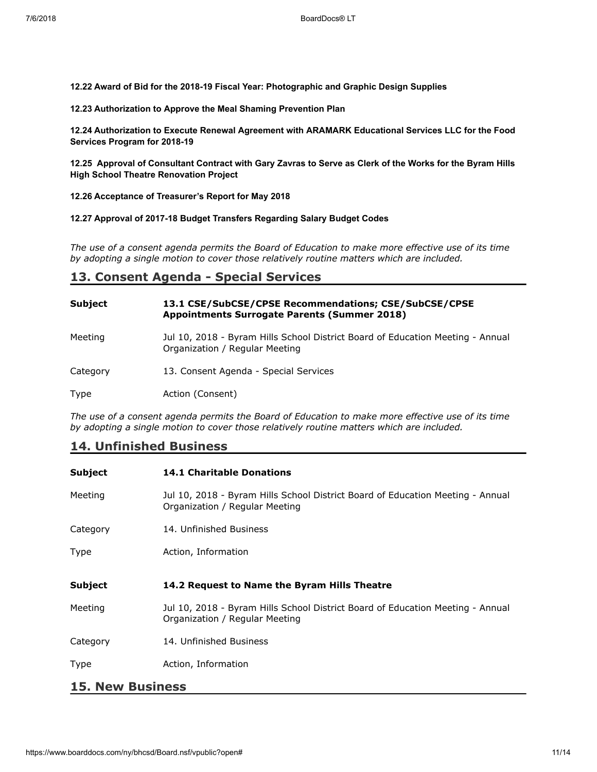**12.22 Award of Bid for the 2018-19 Fiscal Year: Photographic and Graphic Design Supplies**

**12.23 Authorization to Approve the Meal Shaming Prevention Plan**

**12.24 Authorization to Execute Renewal Agreement with ARAMARK Educational Services LLC for the Food Services Program for 2018-19**

**12.25 Approval of Consultant Contract with Gary Zavras to Serve as Clerk of the Works for the Byram Hills High School Theatre Renovation Project**

**12.26 Acceptance of Treasurer's Report for May 2018**

**12.27 Approval of 2017-18 Budget Transfers Regarding Salary Budget Codes**

*The use of a consent agenda permits the Board of Education to make more effective use of its time by adopting a single motion to cover those relatively routine matters which are included.*

## 13. Consent Agenda - Special Services

| | |
|---|---|
| **Subject** | **13.1 CSE/SubCSE/CPSE Recommendations; CSE/SubCSE/CPSE Appointments Surrogate Parents (Summer 2018)** |
| Meeting | Jul 10, 2018 - Byram Hills School District Board of Education Meeting - Annual Organization / Regular Meeting |
| Category | 13. Consent Agenda - Special Services |
| Type | Action (Consent) |

*The use of a consent agenda permits the Board of Education to make more effective use of its time by adopting a single motion to cover those relatively routine matters which are included.*

## 14. Unfinished Business

| | |
|---|---|
| **Subject** | **14.1 Charitable Donations** |
| Meeting | Jul 10, 2018 - Byram Hills School District Board of Education Meeting - Annual Organization / Regular Meeting |
| Category | 14. Unfinished Business |
| Type | Action, Information |

| | |
|---|---|
| **Subject** | **14.2 Request to Name the Byram Hills Theatre** |
| Meeting | Jul 10, 2018 - Byram Hills School District Board of Education Meeting - Annual Organization / Regular Meeting |
| Category | 14. Unfinished Business |
| Type | Action, Information |

## 15. New Business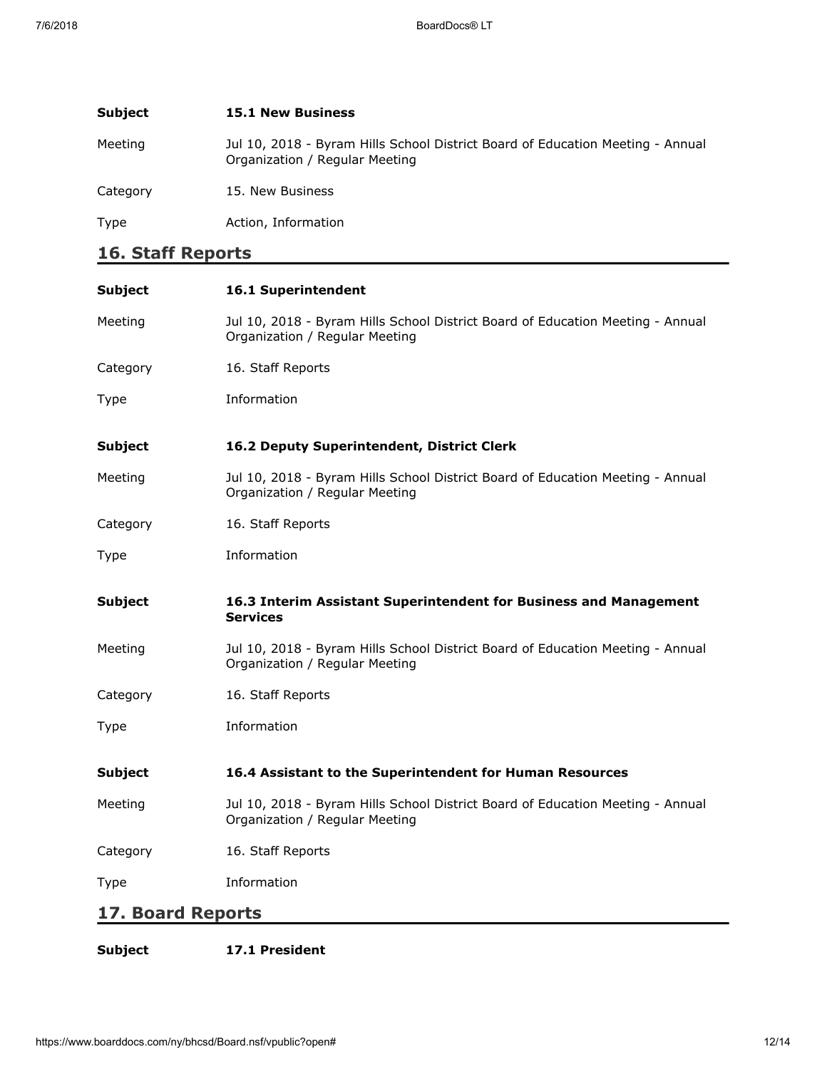| | |
|---|---|
| **Subject** | **15.1 New Business** |
| Meeting | Jul 10, 2018 - Byram Hills School District Board of Education Meeting - Annual Organization / Regular Meeting |
| Category | 15. New Business |
| Type | Action, Information |

## 16. Staff Reports

| | |
|---|---|
| **Subject** | **16.1 Superintendent** |
| Meeting | Jul 10, 2018 - Byram Hills School District Board of Education Meeting - Annual Organization / Regular Meeting |
| Category | 16. Staff Reports |
| Type | Information |

| | |
|---|---|
| **Subject** | **16.2 Deputy Superintendent, District Clerk** |
| Meeting | Jul 10, 2018 - Byram Hills School District Board of Education Meeting - Annual Organization / Regular Meeting |
| Category | 16. Staff Reports |
| Type | Information |

| | |
|---|---|
| **Subject** | **16.3 Interim Assistant Superintendent for Business and Management Services** |
| Meeting | Jul 10, 2018 - Byram Hills School District Board of Education Meeting - Annual Organization / Regular Meeting |
| Category | 16. Staff Reports |
| Type | Information |

| | |
|---|---|
| **Subject** | **16.4 Assistant to the Superintendent for Human Resources** |
| Meeting | Jul 10, 2018 - Byram Hills School District Board of Education Meeting - Annual Organization / Regular Meeting |
| Category | 16. Staff Reports |
| Type | Information |

## 17. Board Reports

| | |
|---|---|
| **Subject** | **17.1 President** |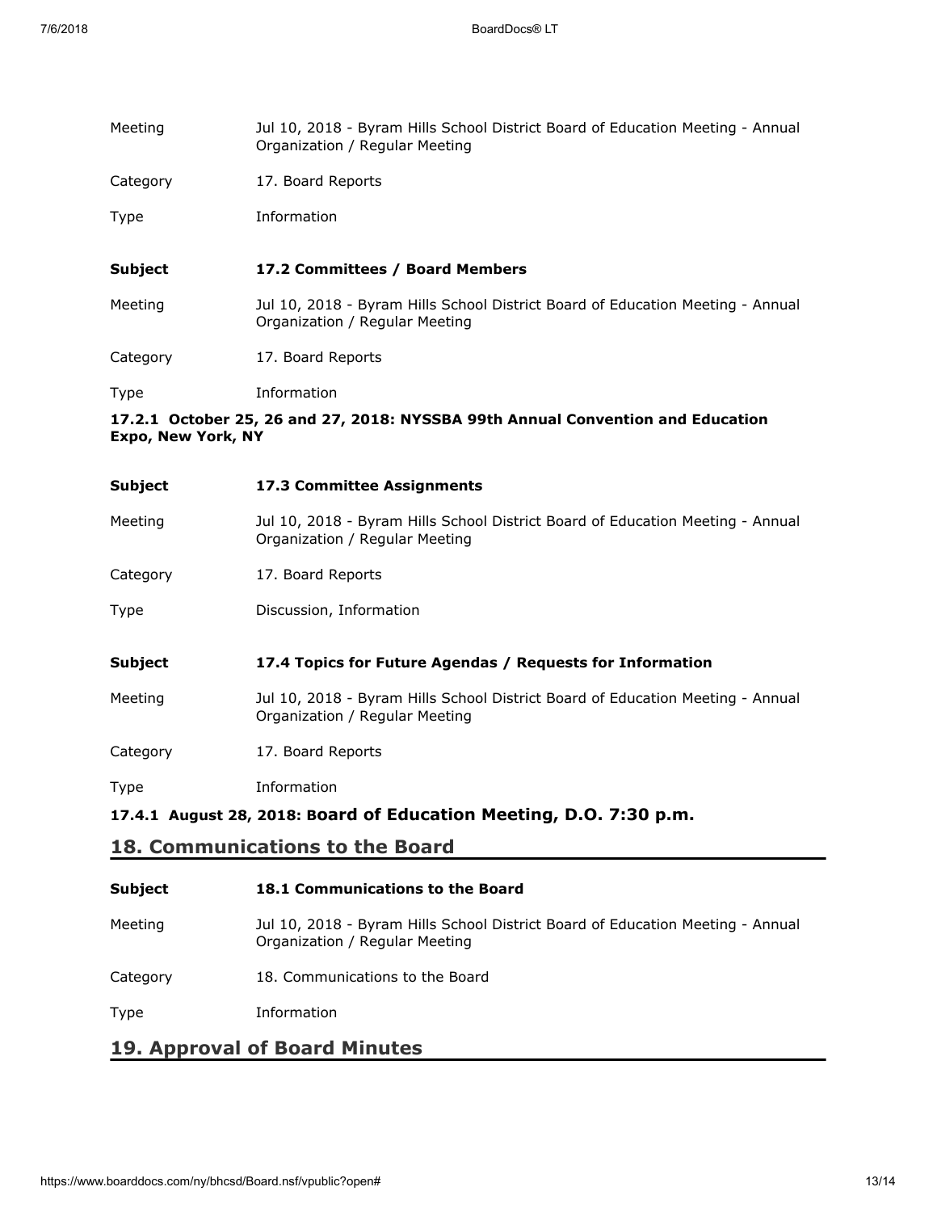Meeting Jul 10, 2018 - Byram Hills School District Board of Education Meeting - Annual Organization / Regular Meeting

Category 17. Board Reports

Type Information

**Subject** **17.2 Committees / Board Members**

Meeting Jul 10, 2018 - Byram Hills School District Board of Education Meeting - Annual Organization / Regular Meeting

Category 17. Board Reports

Type Information

**17.2.1 October 25, 26 and 27, 2018: NYSSBA 99th Annual Convention and Education Expo, New York, NY**

**Subject** **17.3 Committee Assignments**

Meeting Jul 10, 2018 - Byram Hills School District Board of Education Meeting - Annual Organization / Regular Meeting

Category 17. Board Reports

Type Discussion, Information

**Subject** **17.4 Topics for Future Agendas / Requests for Information**

Meeting Jul 10, 2018 - Byram Hills School District Board of Education Meeting - Annual Organization / Regular Meeting

Category 17. Board Reports

Type Information

**17.4.1 August 28, 2018: Board of Education Meeting, D.O. 7:30 p.m.**

## 18. Communications to the Board

**Subject** **18.1 Communications to the Board**

Meeting Jul 10, 2018 - Byram Hills School District Board of Education Meeting - Annual Organization / Regular Meeting

Category 18. Communications to the Board

Type Information

## 19. Approval of Board Minutes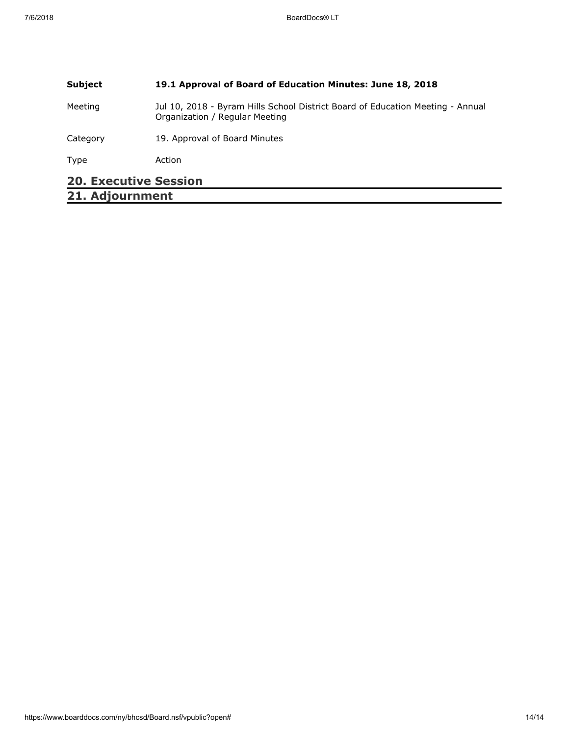| | |
|---|---|
| **Subject** | **19.1 Approval of Board of Education Minutes: June 18, 2018** |
| Meeting | Jul 10, 2018 - Byram Hills School District Board of Education Meeting - Annual Organization / Regular Meeting |
| Category | 19. Approval of Board Minutes |
| Type | Action |

## 20. Executive Session

## 21. Adjournment